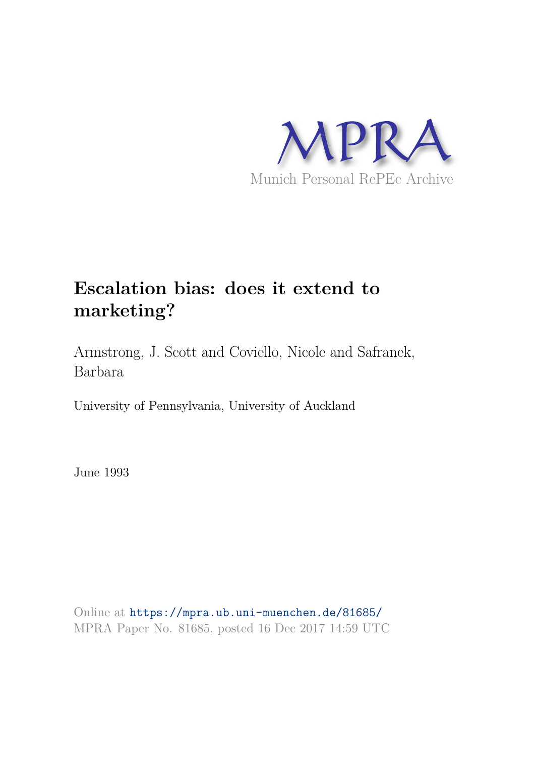MPRA

Munich Personal RePEc Archive

# Escalation bias: does it extend to marketing?

Armstrong, J. Scott and Coviello, Nicole and Safranek, Barbara

University of Pennsylvania, University of Auckland

June 1993

Online at https://mpra.ub.uni-muenchen.de/81685/
MPRA Paper No. 81685, posted 16 Dec 2017 14:59 UTC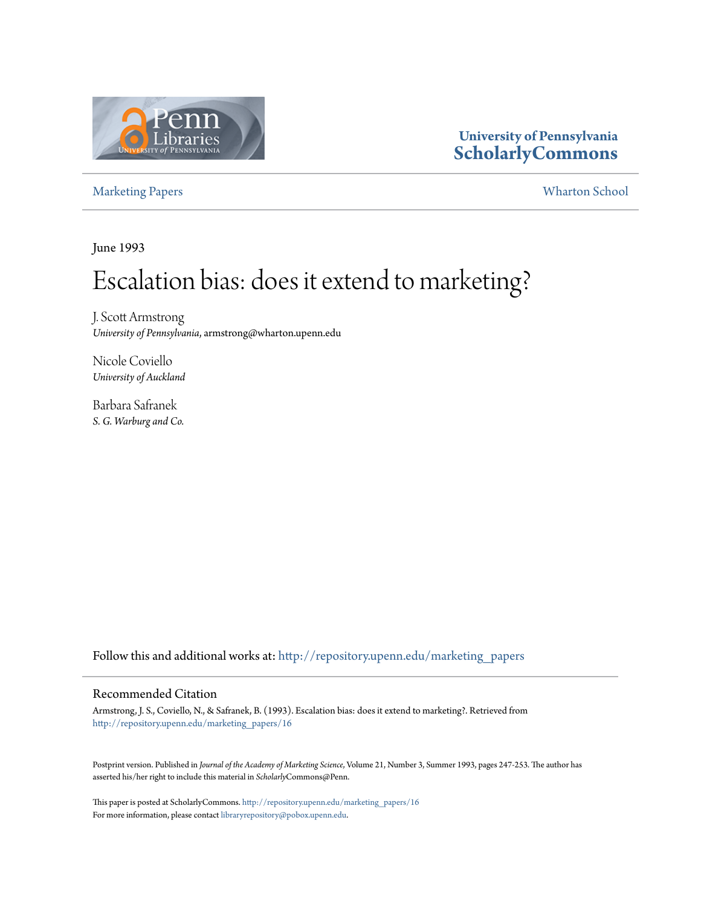University of Pennsylvania
ScholarlyCommons

Marketing Papers

Wharton School

June 1993

# Escalation bias: does it extend to marketing?

J. Scott Armstrong
*University of Pennsylvania*, armstrong@wharton.upenn.edu

Nicole Coviello
*University of Auckland*

Barbara Safranek
*S. G. Warburg and Co.*

Follow this and additional works at: http://repository.upenn.edu/marketing_papers

## Recommended Citation

Armstrong, J. S., Coviello, N., & Safranek, B. (1993). Escalation bias: does it extend to marketing?. Retrieved from http://repository.upenn.edu/marketing_papers/16

Postprint version. Published in *Journal of the Academy of Marketing Science*, Volume 21, Number 3, Summer 1993, pages 247-253. The author has asserted his/her right to include this material in *Scholarly*Commons@Penn.

This paper is posted at ScholarlyCommons. http://repository.upenn.edu/marketing_papers/16
For more information, please contact libraryrepository@pobox.upenn.edu.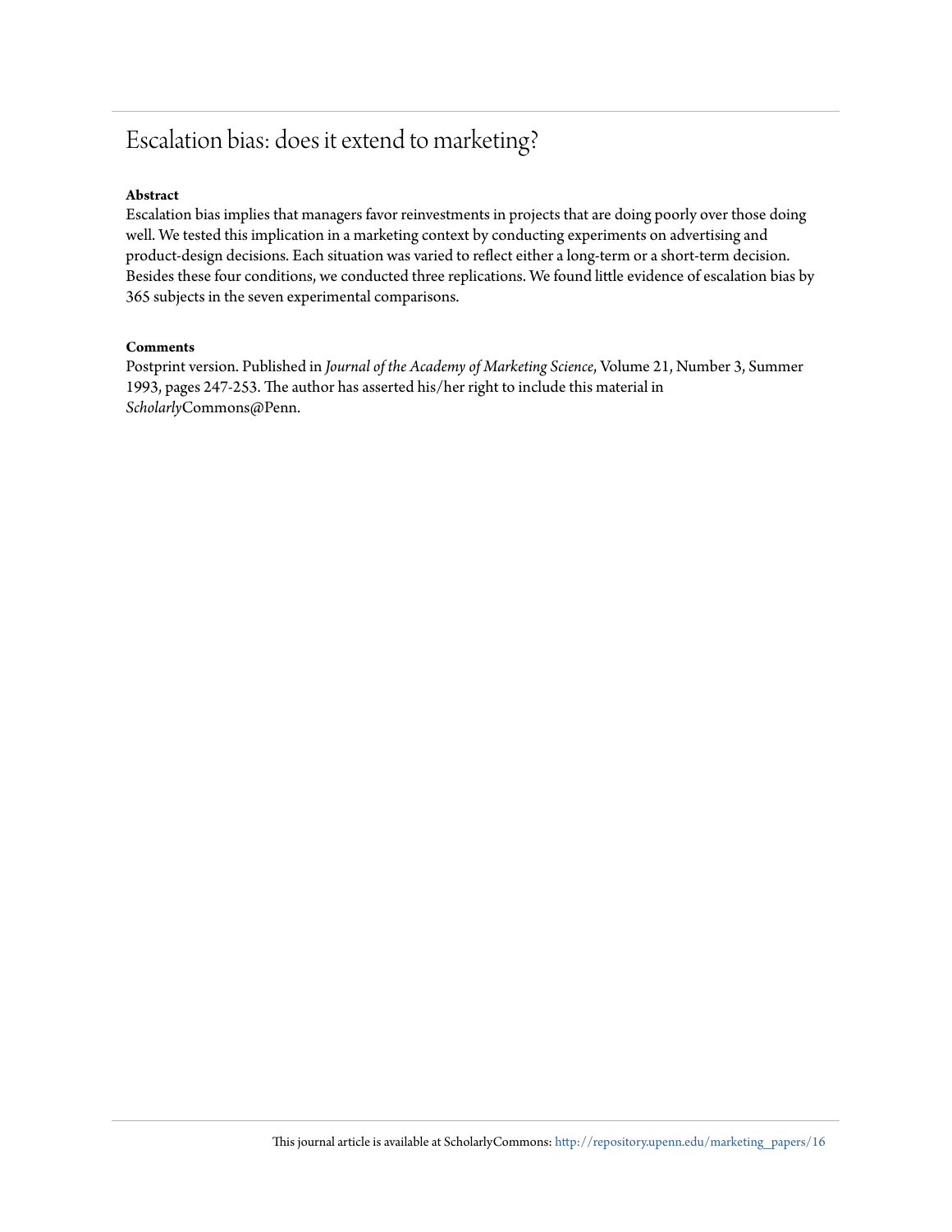# Escalation bias: does it extend to marketing?

**Abstract**

Escalation bias implies that managers favor reinvestments in projects that are doing poorly over those doing well. We tested this implication in a marketing context by conducting experiments on advertising and product-design decisions. Each situation was varied to reflect either a long-term or a short-term decision. Besides these four conditions, we conducted three replications. We found little evidence of escalation bias by 365 subjects in the seven experimental comparisons.

**Comments**

Postprint version. Published in *Journal of the Academy of Marketing Science*, Volume 21, Number 3, Summer 1993, pages 247-253. The author has asserted his/her right to include this material in *Scholarly*Commons@Penn.

This journal article is available at ScholarlyCommons: http://repository.upenn.edu/marketing_papers/16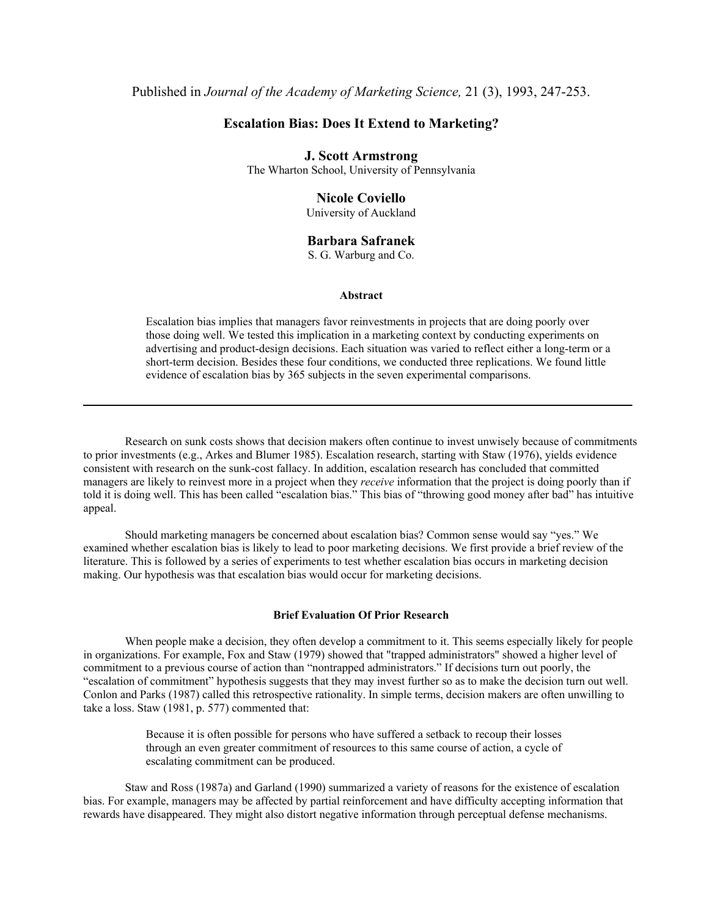Published in *Journal of the Academy of Marketing Science,* 21 (3), 1993, 247-253.

# Escalation Bias: Does It Extend to Marketing?

**J. Scott Armstrong**
The Wharton School, University of Pennsylvania

**Nicole Coviello**
University of Auckland

**Barbara Safranek**
S. G. Warburg and Co.

#### Abstract

Escalation bias implies that managers favor reinvestments in projects that are doing poorly over those doing well. We tested this implication in a marketing context by conducting experiments on advertising and product-design decisions. Each situation was varied to reflect either a long-term or a short-term decision. Besides these four conditions, we conducted three replications. We found little evidence of escalation bias by 365 subjects in the seven experimental comparisons.

---

Research on sunk costs shows that decision makers often continue to invest unwisely because of commitments to prior investments (e.g., Arkes and Blumer 1985). Escalation research, starting with Staw (1976), yields evidence consistent with research on the sunk-cost fallacy. In addition, escalation research has concluded that committed managers are likely to reinvest more in a project when they *receive* information that the project is doing poorly than if told it is doing well. This has been called "escalation bias." This bias of "throwing good money after bad" has intuitive appeal.

Should marketing managers be concerned about escalation bias? Common sense would say "yes." We examined whether escalation bias is likely to lead to poor marketing decisions. We first provide a brief review of the literature. This is followed by a series of experiments to test whether escalation bias occurs in marketing decision making. Our hypothesis was that escalation bias would occur for marketing decisions.

#### Brief Evaluation Of Prior Research

When people make a decision, they often develop a commitment to it. This seems especially likely for people in organizations. For example, Fox and Staw (1979) showed that "trapped administrators" showed a higher level of commitment to a previous course of action than "nontrapped administrators." If decisions turn out poorly, the "escalation of commitment" hypothesis suggests that they may invest further so as to make the decision turn out well. Conlon and Parks (1987) called this retrospective rationality. In simple terms, decision makers are often unwilling to take a loss. Staw (1981, p. 577) commented that:

> Because it is often possible for persons who have suffered a setback to recoup their losses through an even greater commitment of resources to this same course of action, a cycle of escalating commitment can be produced.

Staw and Ross (1987a) and Garland (1990) summarized a variety of reasons for the existence of escalation bias. For example, managers may be affected by partial reinforcement and have difficulty accepting information that rewards have disappeared. They might also distort negative information through perceptual defense mechanisms.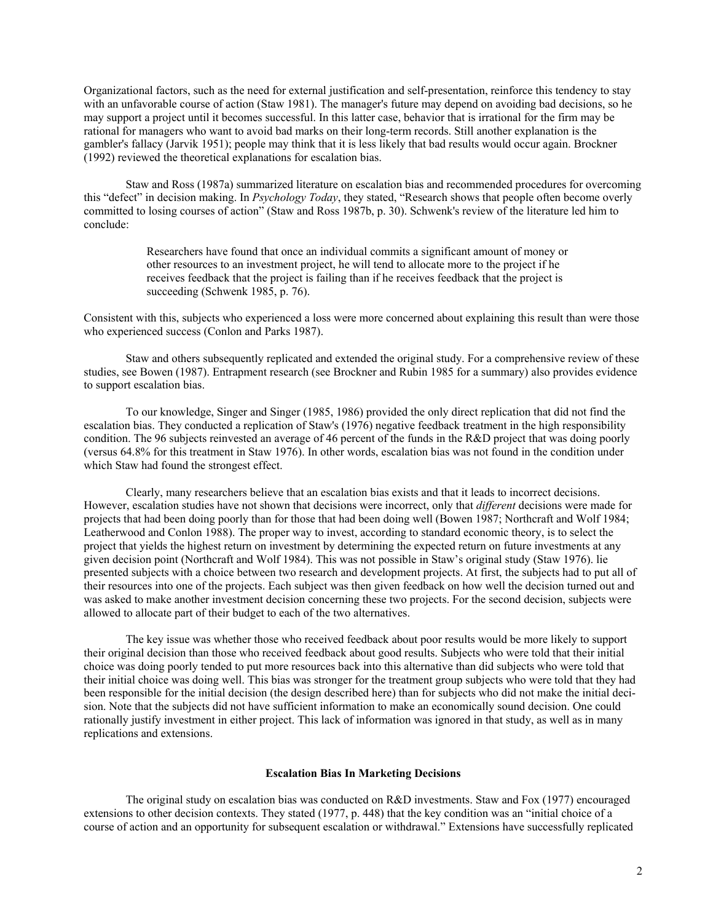Organizational factors, such as the need for external justification and self-presentation, reinforce this tendency to stay with an unfavorable course of action (Staw 1981). The manager's future may depend on avoiding bad decisions, so he may support a project until it becomes successful. In this latter case, behavior that is irrational for the firm may be rational for managers who want to avoid bad marks on their long-term records. Still another explanation is the gambler's fallacy (Jarvik 1951); people may think that it is less likely that bad results would occur again. Brockner (1992) reviewed the theoretical explanations for escalation bias.

Staw and Ross (1987a) summarized literature on escalation bias and recommended procedures for overcoming this "defect" in decision making. In *Psychology Today*, they stated, "Research shows that people often become overly committed to losing courses of action" (Staw and Ross 1987b, p. 30). Schwenk's review of the literature led him to conclude:

> Researchers have found that once an individual commits a significant amount of money or other resources to an investment project, he will tend to allocate more to the project if he receives feedback that the project is failing than if he receives feedback that the project is succeeding (Schwenk 1985, p. 76).

Consistent with this, subjects who experienced a loss were more concerned about explaining this result than were those who experienced success (Conlon and Parks 1987).

Staw and others subsequently replicated and extended the original study. For a comprehensive review of these studies, see Bowen (1987). Entrapment research (see Brockner and Rubin 1985 for a summary) also provides evidence to support escalation bias.

To our knowledge, Singer and Singer (1985, 1986) provided the only direct replication that did not find the escalation bias. They conducted a replication of Staw's (1976) negative feedback treatment in the high responsibility condition. The 96 subjects reinvested an average of 46 percent of the funds in the R&D project that was doing poorly (versus 64.8% for this treatment in Staw 1976). In other words, escalation bias was not found in the condition under which Staw had found the strongest effect.

Clearly, many researchers believe that an escalation bias exists and that it leads to incorrect decisions. However, escalation studies have not shown that decisions were incorrect, only that *different* decisions were made for projects that had been doing poorly than for those that had been doing well (Bowen 1987; Northcraft and Wolf 1984; Leatherwood and Conlon 1988). The proper way to invest, according to standard economic theory, is to select the project that yields the highest return on investment by determining the expected return on future investments at any given decision point (Northcraft and Wolf 1984). This was not possible in Staw's original study (Staw 1976). lie presented subjects with a choice between two research and development projects. At first, the subjects had to put all of their resources into one of the projects. Each subject was then given feedback on how well the decision turned out and was asked to make another investment decision concerning these two projects. For the second decision, subjects were allowed to allocate part of their budget to each of the two alternatives.

The key issue was whether those who received feedback about poor results would be more likely to support their original decision than those who received feedback about good results. Subjects who were told that their initial choice was doing poorly tended to put more resources back into this alternative than did subjects who were told that their initial choice was doing well. This bias was stronger for the treatment group subjects who were told that they had been responsible for the initial decision (the design described here) than for subjects who did not make the initial decision. Note that the subjects did not have sufficient information to make an economically sound decision. One could rationally justify investment in either project. This lack of information was ignored in that study, as well as in many replications and extensions.

## Escalation Bias In Marketing Decisions

The original study on escalation bias was conducted on R&D investments. Staw and Fox (1977) encouraged extensions to other decision contexts. They stated (1977, p. 448) that the key condition was an "initial choice of a course of action and an opportunity for subsequent escalation or withdrawal." Extensions have successfully replicated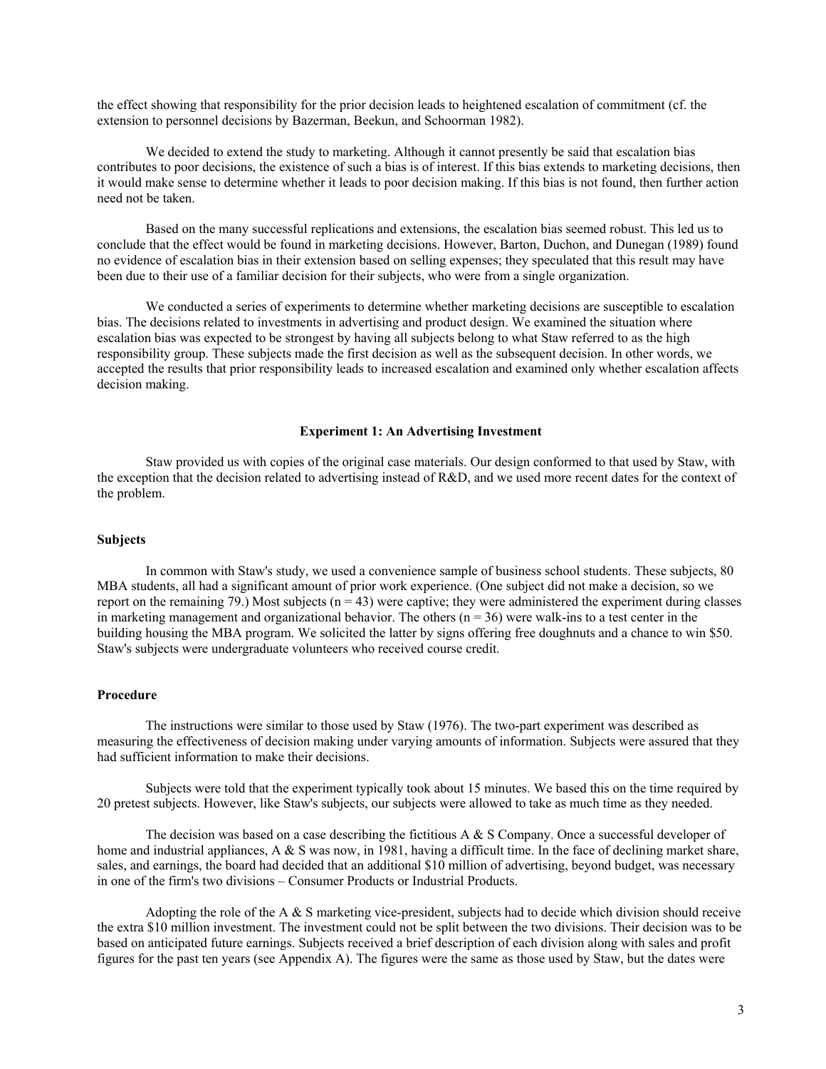the effect showing that responsibility for the prior decision leads to heightened escalation of commitment (cf. the extension to personnel decisions by Bazerman, Beekun, and Schoorman 1982).

We decided to extend the study to marketing. Although it cannot presently be said that escalation bias contributes to poor decisions, the existence of such a bias is of interest. If this bias extends to marketing decisions, then it would make sense to determine whether it leads to poor decision making. If this bias is not found, then further action need not be taken.

Based on the many successful replications and extensions, the escalation bias seemed robust. This led us to conclude that the effect would be found in marketing decisions. However, Barton, Duchon, and Dunegan (1989) found no evidence of escalation bias in their extension based on selling expenses; they speculated that this result may have been due to their use of a familiar decision for their subjects, who were from a single organization.

We conducted a series of experiments to determine whether marketing decisions are susceptible to escalation bias. The decisions related to investments in advertising and product design. We examined the situation where escalation bias was expected to be strongest by having all subjects belong to what Staw referred to as the high responsibility group. These subjects made the first decision as well as the subsequent decision. In other words, we accepted the results that prior responsibility leads to increased escalation and examined only whether escalation affects decision making.

## Experiment 1: An Advertising Investment

Staw provided us with copies of the original case materials. Our design conformed to that used by Staw, with the exception that the decision related to advertising instead of R&D, and we used more recent dates for the context of the problem.

### Subjects

In common with Staw's study, we used a convenience sample of business school students. These subjects, 80 MBA students, all had a significant amount of prior work experience. (One subject did not make a decision, so we report on the remaining 79.) Most subjects (n = 43) were captive; they were administered the experiment during classes in marketing management and organizational behavior. The others (n = 36) were walk-ins to a test center in the building housing the MBA program. We solicited the latter by signs offering free doughnuts and a chance to win $50. Staw's subjects were undergraduate volunteers who received course credit.

### Procedure

The instructions were similar to those used by Staw (1976). The two-part experiment was described as measuring the effectiveness of decision making under varying amounts of information. Subjects were assured that they had sufficient information to make their decisions.

Subjects were told that the experiment typically took about 15 minutes. We based this on the time required by 20 pretest subjects. However, like Staw's subjects, our subjects were allowed to take as much time as they needed.

The decision was based on a case describing the fictitious A & S Company. Once a successful developer of home and industrial appliances, A & S was now, in 1981, having a difficult time. In the face of declining market share, sales, and earnings, the board had decided that an additional $10 million of advertising, beyond budget, was necessary in one of the firm's two divisions – Consumer Products or Industrial Products.

Adopting the role of the A & S marketing vice-president, subjects had to decide which division should receive the extra $10 million investment. The investment could not be split between the two divisions. Their decision was to be based on anticipated future earnings. Subjects received a brief description of each division along with sales and profit figures for the past ten years (see Appendix A). The figures were the same as those used by Staw, but the dates were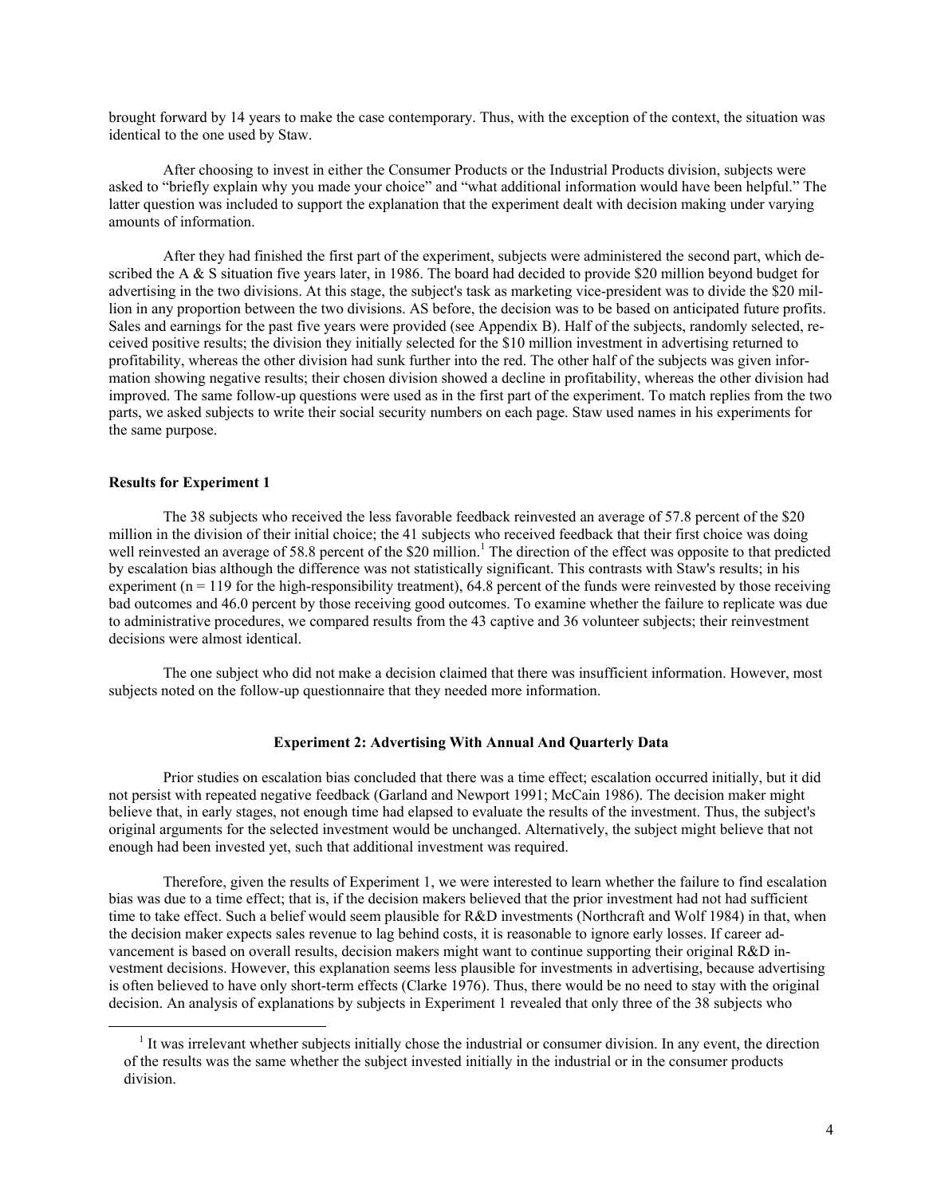brought forward by 14 years to make the case contemporary. Thus, with the exception of the context, the situation was identical to the one used by Staw.

After choosing to invest in either the Consumer Products or the Industrial Products division, subjects were asked to "briefly explain why you made your choice" and "what additional information would have been helpful." The latter question was included to support the explanation that the experiment dealt with decision making under varying amounts of information.

After they had finished the first part of the experiment, subjects were administered the second part, which described the A & S situation five years later, in 1986. The board had decided to provide $20 million beyond budget for advertising in the two divisions. At this stage, the subject's task as marketing vice-president was to divide the $20 million in any proportion between the two divisions. AS before, the decision was to be based on anticipated future profits. Sales and earnings for the past five years were provided (see Appendix B). Half of the subjects, randomly selected, received positive results; the division they initially selected for the $10 million investment in advertising returned to profitability, whereas the other division had sunk further into the red. The other half of the subjects was given information showing negative results; their chosen division showed a decline in profitability, whereas the other division had improved. The same follow-up questions were used as in the first part of the experiment. To match replies from the two parts, we asked subjects to write their social security numbers on each page. Staw used names in his experiments for the same purpose.

**Results for Experiment 1**

The 38 subjects who received the less favorable feedback reinvested an average of 57.8 percent of the $20 million in the division of their initial choice; the 41 subjects who received feedback that their first choice was doing well reinvested an average of 58.8 percent of the $20 million.[1] The direction of the effect was opposite to that predicted by escalation bias although the difference was not statistically significant. This contrasts with Staw's results; in his experiment (n = 119 for the high-responsibility treatment), 64.8 percent of the funds were reinvested by those receiving bad outcomes and 46.0 percent by those receiving good outcomes. To examine whether the failure to replicate was due to administrative procedures, we compared results from the 43 captive and 36 volunteer subjects; their reinvestment decisions were almost identical.

The one subject who did not make a decision claimed that there was insufficient information. However, most subjects noted on the follow-up questionnaire that they needed more information.

**Experiment 2: Advertising With Annual And Quarterly Data**

Prior studies on escalation bias concluded that there was a time effect; escalation occurred initially, but it did not persist with repeated negative feedback (Garland and Newport 1991; McCain 1986). The decision maker might believe that, in early stages, not enough time had elapsed to evaluate the results of the investment. Thus, the subject's original arguments for the selected investment would be unchanged. Alternatively, the subject might believe that not enough had been invested yet, such that additional investment was required.

Therefore, given the results of Experiment 1, we were interested to learn whether the failure to find escalation bias was due to a time effect; that is, if the decision makers believed that the prior investment had not had sufficient time to take effect. Such a belief would seem plausible for R&D investments (Northcraft and Wolf 1984) in that, when the decision maker expects sales revenue to lag behind costs, it is reasonable to ignore early losses. If career advancement is based on overall results, decision makers might want to continue supporting their original R&D investment decisions. However, this explanation seems less plausible for investments in advertising, because advertising is often believed to have only short-term effects (Clarke 1976). Thus, there would be no need to stay with the original decision. An analysis of explanations by subjects in Experiment 1 revealed that only three of the 38 subjects who

[1] It was irrelevant whether subjects initially chose the industrial or consumer division. In any event, the direction of the results was the same whether the subject invested initially in the industrial or in the consumer products division.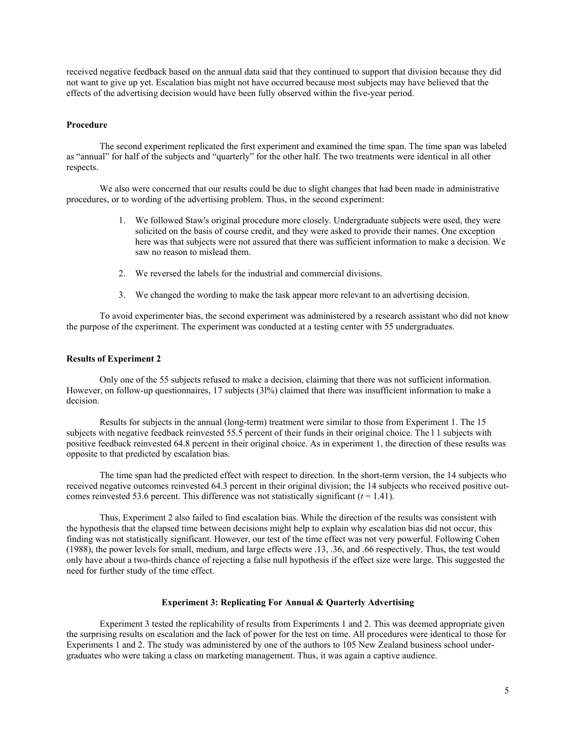received negative feedback based on the annual data said that they continued to support that division because they did not want to give up yet. Escalation bias might not have occurred because most subjects may have believed that the effects of the advertising decision would have been fully observed within the five-year period.

### Procedure

The second experiment replicated the first experiment and examined the time span. The time span was labeled as "annual" for half of the subjects and "quarterly" for the other half. The two treatments were identical in all other respects.

We also were concerned that our results could be due to slight changes that had been made in administrative procedures, or to wording of the advertising problem. Thus, in the second experiment:

1. We followed Staw's original procedure more closely. Undergraduate subjects were used, they were solicited on the basis of course credit, and they were asked to provide their names. One exception here was that subjects were not assured that there was sufficient information to make a decision. We saw no reason to mislead them.

2. We reversed the labels for the industrial and commercial divisions.

3. We changed the wording to make the task appear more relevant to an advertising decision.

To avoid experimenter bias, the second experiment was administered by a research assistant who did not know the purpose of the experiment. The experiment was conducted at a testing center with 55 undergraduates.

### Results of Experiment 2

Only one of the 55 subjects refused to make a decision, claiming that there was not sufficient information. However, on follow-up questionnaires, 17 subjects (3l%) claimed that there was insufficient information to make a decision.

Results for subjects in the annual (long-term) treatment were similar to those from Experiment 1. The 15 subjects with negative feedback reinvested 55.5 percent of their funds in their original choice. The l 1 subjects with positive feedback reinvested 64.8 percent in their original choice. As in experiment 1, the direction of these results was opposite to that predicted by escalation bias.

The time span had the predicted effect with respect to direction. In the short-term version, the 14 subjects who received negative outcomes reinvested 64.3 percent in their original division; the 14 subjects who received positive outcomes reinvested 53.6 percent. This difference was not statistically significant ($t$ = 1.41).

Thus, Experiment 2 also failed to find escalation bias. While the direction of the results was consistent with the hypothesis that the elapsed time between decisions might help to explain why escalation bias did not occur, this finding was not statistically significant. However, our test of the time effect was not very powerful. Following Cohen (1988), the power levels for small, medium, and large effects were .13, .36, and .66 respectively. Thus, the test would only have about a two-thirds chance of rejecting a false null hypothesis if the effect size were large. This suggested the need for further study of the time effect.

## Experiment 3: Replicating For Annual & Quarterly Advertising

Experiment 3 tested the replicability of results from Experiments 1 and 2. This was deemed appropriate given the surprising results on escalation and the lack of power for the test on time. All procedures were identical to those for Experiments 1 and 2. The study was administered by one of the authors to 105 New Zealand business school undergraduates who were taking a class on marketing management. Thus, it was again a captive audience.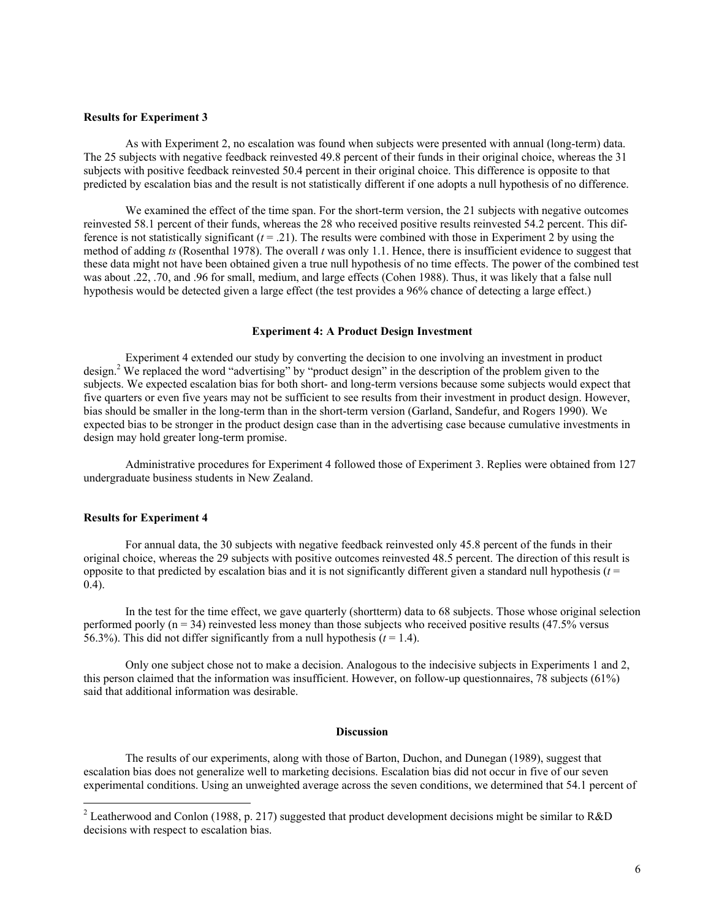### Results for Experiment 3

As with Experiment 2, no escalation was found when subjects were presented with annual (long-term) data. The 25 subjects with negative feedback reinvested 49.8 percent of their funds in their original choice, whereas the 31 subjects with positive feedback reinvested 50.4 percent in their original choice. This difference is opposite to that predicted by escalation bias and the result is not statistically different if one adopts a null hypothesis of no difference.

We examined the effect of the time span. For the short-term version, the 21 subjects with negative outcomes reinvested 58.1 percent of their funds, whereas the 28 who received positive results reinvested 54.2 percent. This difference is not statistically significant ($t$ = .21). The results were combined with those in Experiment 2 by using the method of adding *ts* (Rosenthal 1978). The overall $t$ was only 1.1. Hence, there is insufficient evidence to suggest that these data might not have been obtained given a true null hypothesis of no time effects. The power of the combined test was about .22, .70, and .96 for small, medium, and large effects (Cohen 1988). Thus, it was likely that a false null hypothesis would be detected given a large effect (the test provides a 96% chance of detecting a large effect.)

## Experiment 4: A Product Design Investment

Experiment 4 extended our study by converting the decision to one involving an investment in product design.[2] We replaced the word "advertising" by "product design" in the description of the problem given to the subjects. We expected escalation bias for both short- and long-term versions because some subjects would expect that five quarters or even five years may not be sufficient to see results from their investment in product design. However, bias should be smaller in the long-term than in the short-term version (Garland, Sandefur, and Rogers 1990). We expected bias to be stronger in the product design case than in the advertising case because cumulative investments in design may hold greater long-term promise.

Administrative procedures for Experiment 4 followed those of Experiment 3. Replies were obtained from 127 undergraduate business students in New Zealand.

### Results for Experiment 4

For annual data, the 30 subjects with negative feedback reinvested only 45.8 percent of the funds in their original choice, whereas the 29 subjects with positive outcomes reinvested 48.5 percent. The direction of this result is opposite to that predicted by escalation bias and it is not significantly different given a standard null hypothesis ($t$ = 0.4).

In the test for the time effect, we gave quarterly (shortterm) data to 68 subjects. Those whose original selection performed poorly (n = 34) reinvested less money than those subjects who received positive results (47.5% versus 56.3%). This did not differ significantly from a null hypothesis ($t$ = 1.4).

Only one subject chose not to make a decision. Analogous to the indecisive subjects in Experiments 1 and 2, this person claimed that the information was insufficient. However, on follow-up questionnaires, 78 subjects (61%) said that additional information was desirable.

## Discussion

The results of our experiments, along with those of Barton, Duchon, and Dunegan (1989), suggest that escalation bias does not generalize well to marketing decisions. Escalation bias did not occur in five of our seven experimental conditions. Using an unweighted average across the seven conditions, we determined that 54.1 percent of

---

[2] Leatherwood and Conlon (1988, p. 217) suggested that product development decisions might be similar to R&D decisions with respect to escalation bias.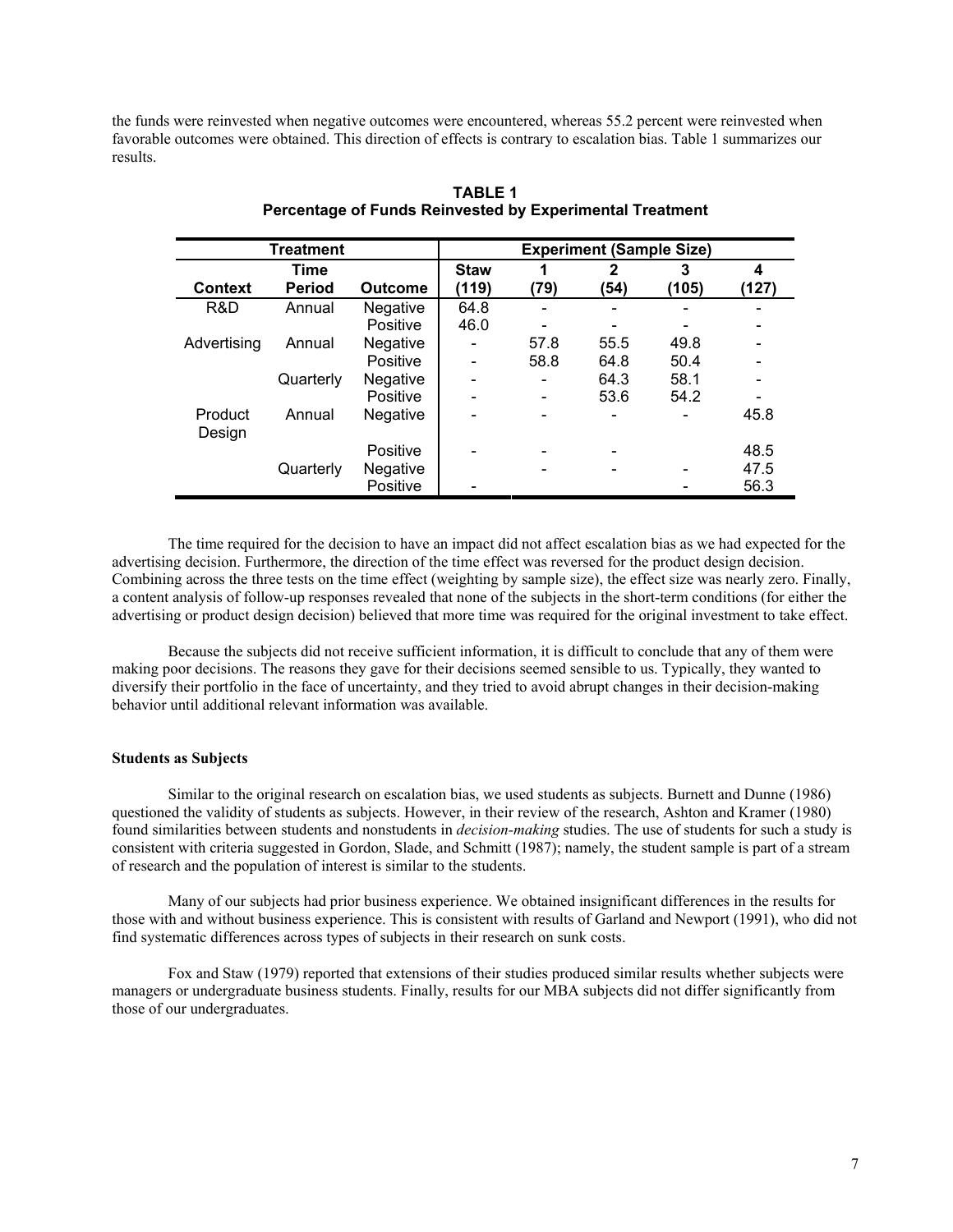the funds were reinvested when negative outcomes were encountered, whereas 55.2 percent were reinvested when favorable outcomes were obtained. This direction of effects is contrary to escalation bias. Table 1 summarizes our results.

**TABLE 1**
**Percentage of Funds Reinvested by Experimental Treatment**

| Treatment | | | Experiment (Sample Size) | | | | |
|---|---|---|---|---|---|---|---|
| Context | Time Period | Outcome | Staw (119) | 1 (79) | 2 (54) | 3 (105) | 4 (127) |
| R&D | Annual | Negative | 64.8 | - | - | - | - |
| | | Positive | 46.0 | - | - | - | - |
| Advertising | Annual | Negative | - | 57.8 | 55.5 | 49.8 | - |
| | | Positive | - | 58.8 | 64.8 | 50.4 | - |
| | Quarterly | Negative | - | - | 64.3 | 58.1 | - |
| | | Positive | - | - | 53.6 | 54.2 | - |
| Product Design | Annual | Negative | - | - | - | - | 45.8 |
| | | Positive | - | - | - | | 48.5 |
| | Quarterly | Negative | | - | - | - | 47.5 |
| | | Positive | - | | | - | 56.3 |

The time required for the decision to have an impact did not affect escalation bias as we had expected for the advertising decision. Furthermore, the direction of the time effect was reversed for the product design decision. Combining across the three tests on the time effect (weighting by sample size), the effect size was nearly zero. Finally, a content analysis of follow-up responses revealed that none of the subjects in the short-term conditions (for either the advertising or product design decision) believed that more time was required for the original investment to take effect.

Because the subjects did not receive sufficient information, it is difficult to conclude that any of them were making poor decisions. The reasons they gave for their decisions seemed sensible to us. Typically, they wanted to diversify their portfolio in the face of uncertainty, and they tried to avoid abrupt changes in their decision-making behavior until additional relevant information was available.

**Students as Subjects**

Similar to the original research on escalation bias, we used students as subjects. Burnett and Dunne (1986) questioned the validity of students as subjects. However, in their review of the research, Ashton and Kramer (1980) found similarities between students and nonstudents in *decision-making* studies. The use of students for such a study is consistent with criteria suggested in Gordon, Slade, and Schmitt (1987); namely, the student sample is part of a stream of research and the population of interest is similar to the students.

Many of our subjects had prior business experience. We obtained insignificant differences in the results for those with and without business experience. This is consistent with results of Garland and Newport (1991), who did not find systematic differences across types of subjects in their research on sunk costs.

Fox and Staw (1979) reported that extensions of their studies produced similar results whether subjects were managers or undergraduate business students. Finally, results for our MBA subjects did not differ significantly from those of our undergraduates.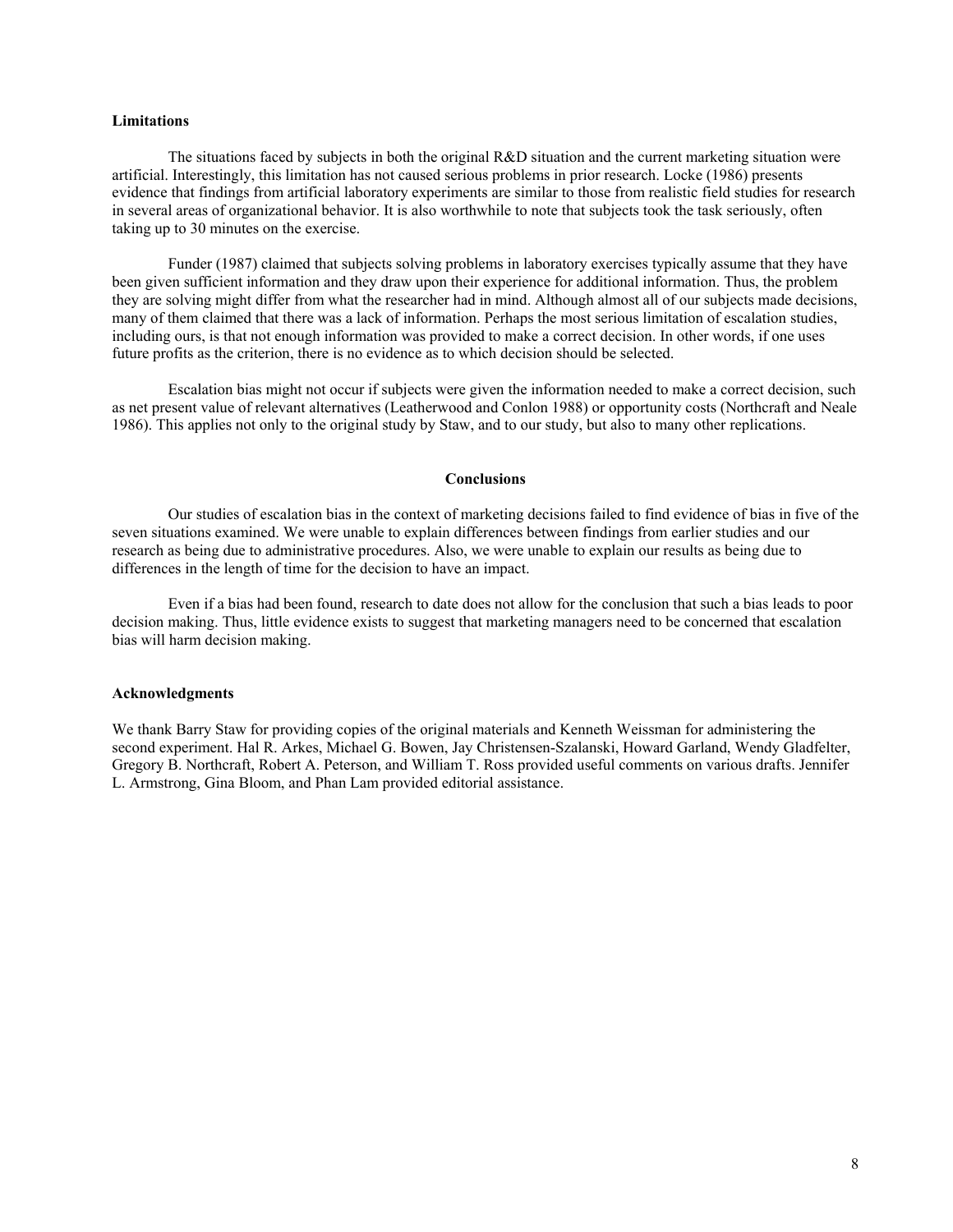### Limitations

The situations faced by subjects in both the original R&D situation and the current marketing situation were artificial. Interestingly, this limitation has not caused serious problems in prior research. Locke (1986) presents evidence that findings from artificial laboratory experiments are similar to those from realistic field studies for research in several areas of organizational behavior. It is also worthwhile to note that subjects took the task seriously, often taking up to 30 minutes on the exercise.

Funder (1987) claimed that subjects solving problems in laboratory exercises typically assume that they have been given sufficient information and they draw upon their experience for additional information. Thus, the problem they are solving might differ from what the researcher had in mind. Although almost all of our subjects made decisions, many of them claimed that there was a lack of information. Perhaps the most serious limitation of escalation studies, including ours, is that not enough information was provided to make a correct decision. In other words, if one uses future profits as the criterion, there is no evidence as to which decision should be selected.

Escalation bias might not occur if subjects were given the information needed to make a correct decision, such as net present value of relevant alternatives (Leatherwood and Conlon 1988) or opportunity costs (Northcraft and Neale 1986). This applies not only to the original study by Staw, and to our study, but also to many other replications.

## Conclusions

Our studies of escalation bias in the context of marketing decisions failed to find evidence of bias in five of the seven situations examined. We were unable to explain differences between findings from earlier studies and our research as being due to administrative procedures. Also, we were unable to explain our results as being due to differences in the length of time for the decision to have an impact.

Even if a bias had been found, research to date does not allow for the conclusion that such a bias leads to poor decision making. Thus, little evidence exists to suggest that marketing managers need to be concerned that escalation bias will harm decision making.

### Acknowledgments

We thank Barry Staw for providing copies of the original materials and Kenneth Weissman for administering the second experiment. Hal R. Arkes, Michael G. Bowen, Jay Christensen-Szalanski, Howard Garland, Wendy Gladfelter, Gregory B. Northcraft, Robert A. Peterson, and William T. Ross provided useful comments on various drafts. Jennifer L. Armstrong, Gina Bloom, and Phan Lam provided editorial assistance.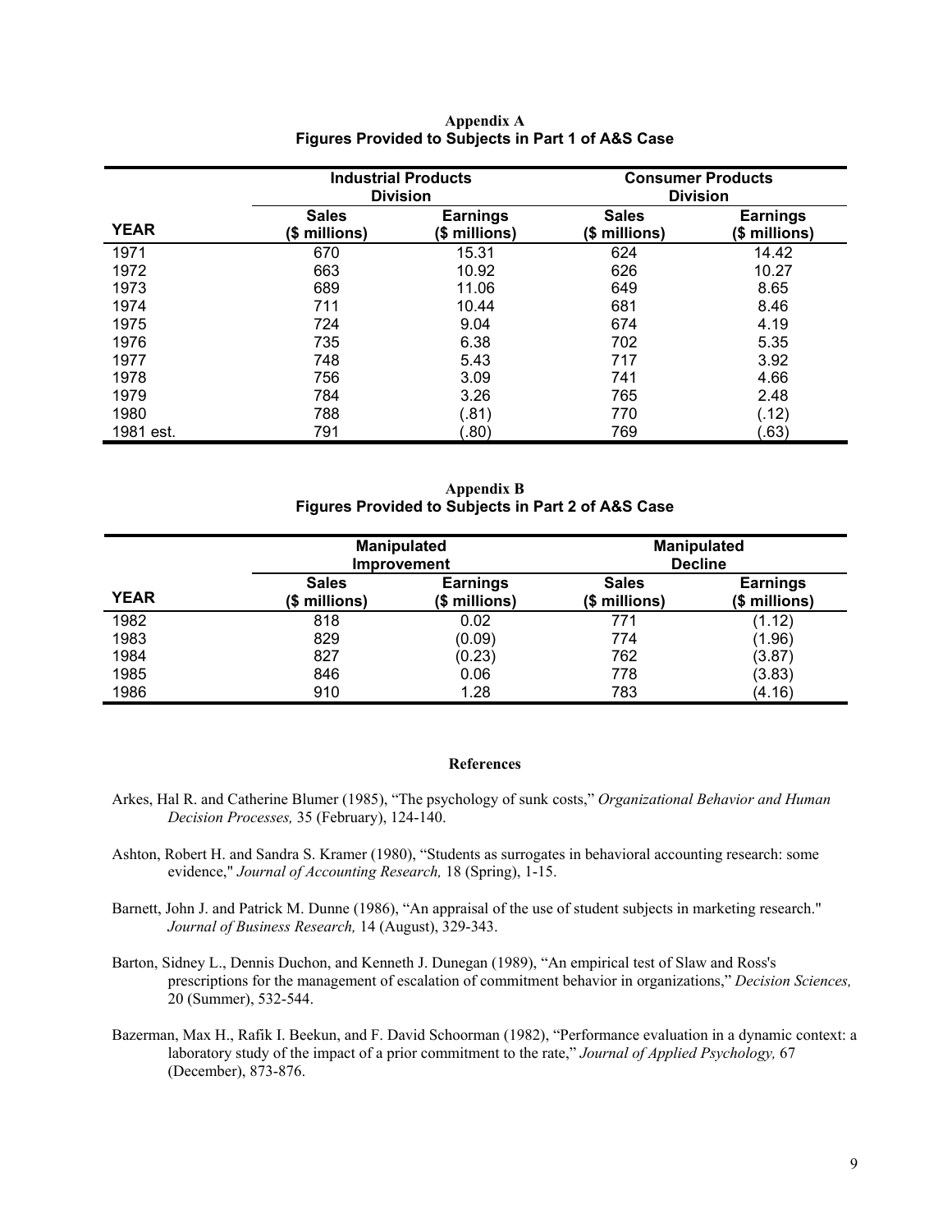**Appendix A**
**Figures Provided to Subjects in Part 1 of A&S Case**

| | Industrial Products Division | | Consumer Products Division | |
|---|---|---|---|---|
| YEAR | Sales ($ millions) | Earnings ($ millions) | Sales ($ millions) | Earnings ($ millions) |
| 1971 | 670 | 15.31 | 624 | 14.42 |
| 1972 | 663 | 10.92 | 626 | 10.27 |
| 1973 | 689 | 11.06 | 649 | 8.65 |
| 1974 | 711 | 10.44 | 681 | 8.46 |
| 1975 | 724 | 9.04 | 674 | 4.19 |
| 1976 | 735 | 6.38 | 702 | 5.35 |
| 1977 | 748 | 5.43 | 717 | 3.92 |
| 1978 | 756 | 3.09 | 741 | 4.66 |
| 1979 | 784 | 3.26 | 765 | 2.48 |
| 1980 | 788 | (.81) | 770 | (.12) |
| 1981 est. | 791 | (.80) | 769 | (.63) |

**Appendix B**
**Figures Provided to Subjects in Part 2 of A&S Case**

| | Manipulated Improvement | | Manipulated Decline | |
|---|---|---|---|---|
| YEAR | Sales ($ millions) | Earnings ($ millions) | Sales ($ millions) | Earnings ($ millions) |
| 1982 | 818 | 0.02 | 771 | (1.12) |
| 1983 | 829 | (0.09) | 774 | (1.96) |
| 1984 | 827 | (0.23) | 762 | (3.87) |
| 1985 | 846 | 0.06 | 778 | (3.83) |
| 1986 | 910 | 1.28 | 783 | (4.16) |

## References

Arkes, Hal R. and Catherine Blumer (1985), "The psychology of sunk costs," *Organizational Behavior and Human Decision Processes,* 35 (February), 124-140.

Ashton, Robert H. and Sandra S. Kramer (1980), "Students as surrogates in behavioral accounting research: some evidence," *Journal of Accounting Research,* 18 (Spring), 1-15.

Barnett, John J. and Patrick M. Dunne (1986), "An appraisal of the use of student subjects in marketing research." *Journal of Business Research,* 14 (August), 329-343.

Barton, Sidney L., Dennis Duchon, and Kenneth J. Dunegan (1989), "An empirical test of Slaw and Ross's prescriptions for the management of escalation of commitment behavior in organizations," *Decision Sciences,* 20 (Summer), 532-544.

Bazerman, Max H., Rafik I. Beekun, and F. David Schoorman (1982), "Performance evaluation in a dynamic context: a laboratory study of the impact of a prior commitment to the rate," *Journal of Applied Psychology,* 67 (December), 873-876.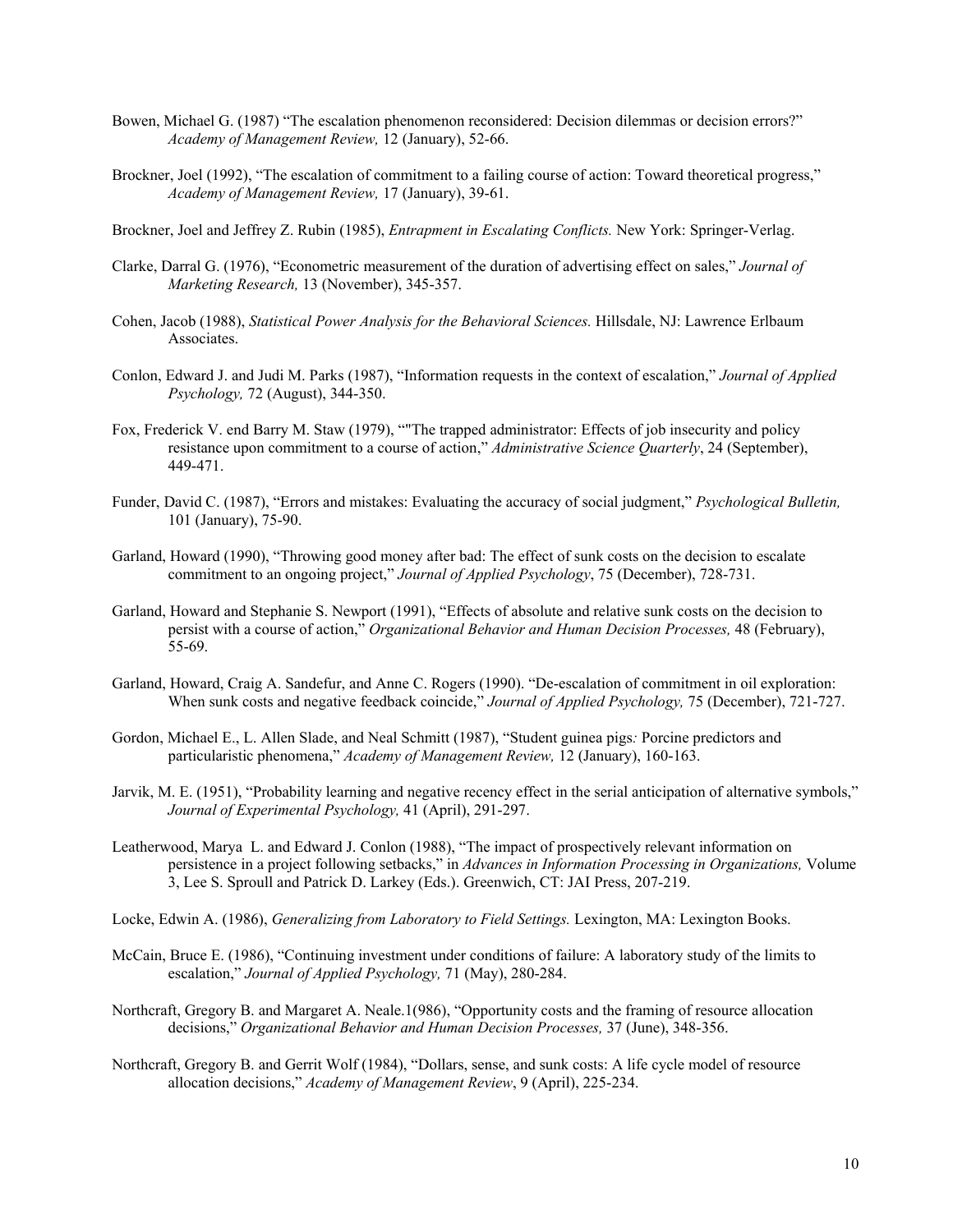Bowen, Michael G. (1987) "The escalation phenomenon reconsidered: Decision dilemmas or decision errors?" *Academy of Management Review,* 12 (January), 52-66.

Brockner, Joel (1992), "The escalation of commitment to a failing course of action: Toward theoretical progress," *Academy of Management Review,* 17 (January), 39-61.

Brockner, Joel and Jeffrey Z. Rubin (1985), *Entrapment in Escalating Conflicts.* New York: Springer-Verlag.

Clarke, Darral G. (1976), "Econometric measurement of the duration of advertising effect on sales," *Journal of Marketing Research,* 13 (November), 345-357.

Cohen, Jacob (1988), *Statistical Power Analysis for the Behavioral Sciences.* Hillsdale, NJ: Lawrence Erlbaum Associates.

Conlon, Edward J. and Judi M. Parks (1987), "Information requests in the context of escalation," *Journal of Applied Psychology,* 72 (August), 344-350.

Fox, Frederick V. end Barry M. Staw (1979), ""The trapped administrator: Effects of job insecurity and policy resistance upon commitment to a course of action," *Administrative Science Quarterly*, 24 (September), 449-471.

Funder, David C. (1987), "Errors and mistakes: Evaluating the accuracy of social judgment," *Psychological Bulletin,* 101 (January), 75-90.

Garland, Howard (1990), "Throwing good money after bad: The effect of sunk costs on the decision to escalate commitment to an ongoing project," *Journal of Applied Psychology*, 75 (December), 728-731.

Garland, Howard and Stephanie S. Newport (1991), "Effects of absolute and relative sunk costs on the decision to persist with a course of action," *Organizational Behavior and Human Decision Processes,* 48 (February), 55-69.

Garland, Howard, Craig A. Sandefur, and Anne C. Rogers (1990). "De-escalation of commitment in oil exploration: When sunk costs and negative feedback coincide," *Journal of Applied Psychology,* 75 (December), 721-727.

Gordon, Michael E., L. Allen Slade, and Neal Schmitt (1987), "Student guinea pigs*:* Porcine predictors and particularistic phenomena," *Academy of Management Review,* 12 (January), 160-163.

Jarvik, M. E. (1951), "Probability learning and negative recency effect in the serial anticipation of alternative symbols," *Journal of Experimental Psychology,* 41 (April), 291-297.

Leatherwood, Marya L. and Edward J. Conlon (1988), "The impact of prospectively relevant information on persistence in a project following setbacks," in *Advances in Information Processing in Organizations,* Volume 3, Lee S. Sproull and Patrick D. Larkey (Eds.). Greenwich, CT: JAI Press, 207-219.

Locke, Edwin A. (1986), *Generalizing from Laboratory to Field Settings.* Lexington, MA: Lexington Books.

McCain, Bruce E. (1986), "Continuing investment under conditions of failure: A laboratory study of the limits to escalation," *Journal of Applied Psychology,* 71 (May), 280-284.

Northcraft, Gregory B. and Margaret A. Neale.1(986), "Opportunity costs and the framing of resource allocation decisions," *Organizational Behavior and Human Decision Processes,* 37 (June), 348-356.

Northcraft, Gregory B. and Gerrit Wolf (1984), "Dollars, sense, and sunk costs: A life cycle model of resource allocation decisions," *Academy of Management Review*, 9 (April), 225-234.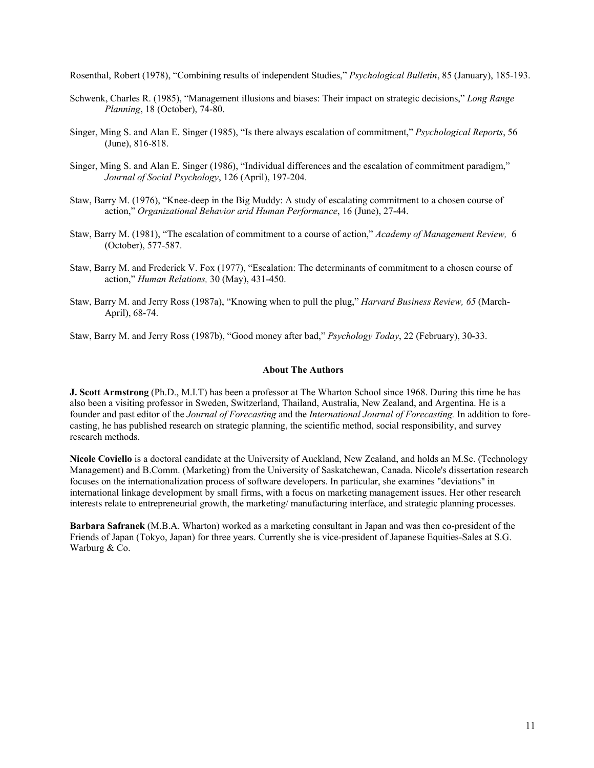Rosenthal, Robert (1978), "Combining results of independent Studies," *Psychological Bulletin*, 85 (January), 185-193.

Schwenk, Charles R. (1985), "Management illusions and biases: Their impact on strategic decisions," *Long Range Planning*, 18 (October), 74-80.

Singer, Ming S. and Alan E. Singer (1985), "Is there always escalation of commitment," *Psychological Reports*, 56 (June), 816-818.

Singer, Ming S. and Alan E. Singer (1986), "Individual differences and the escalation of commitment paradigm," *Journal of Social Psychology*, 126 (April), 197-204.

Staw, Barry M. (1976), "Knee-deep in the Big Muddy: A study of escalating commitment to a chosen course of action," *Organizational Behavior arid Human Performance*, 16 (June), 27-44.

Staw, Barry M. (1981), "The escalation of commitment to a course of action," *Academy of Management Review,* 6 (October), 577-587.

Staw, Barry M. and Frederick V. Fox (1977), "Escalation: The determinants of commitment to a chosen course of action," *Human Relations,* 30 (May), 431-450.

Staw, Barry M. and Jerry Ross (1987a), "Knowing when to pull the plug," *Harvard Business Review, 65* (March-April), 68-74.

Staw, Barry M. and Jerry Ross (1987b), "Good money after bad," *Psychology Today*, 22 (February), 30-33.

### About The Authors

**J. Scott Armstrong** (Ph.D., M.I.T) has been a professor at The Wharton School since 1968. During this time he has also been a visiting professor in Sweden, Switzerland, Thailand, Australia, New Zealand, and Argentina. He is a founder and past editor of the *Journal of Forecasting* and the *International Journal of Forecasting.* In addition to forecasting, he has published research on strategic planning, the scientific method, social responsibility, and survey research methods.

**Nicole Coviello** is a doctoral candidate at the University of Auckland, New Zealand, and holds an M.Sc. (Technology Management) and B.Comm. (Marketing) from the University of Saskatchewan, Canada. Nicole's dissertation research focuses on the internationalization process of software developers. In particular, she examines "deviations" in international linkage development by small firms, with a focus on marketing management issues. Her other research interests relate to entrepreneurial growth, the marketing/ manufacturing interface, and strategic planning processes.

**Barbara Safranek** (M.B.A. Wharton) worked as a marketing consultant in Japan and was then co-president of the Friends of Japan (Tokyo, Japan) for three years. Currently she is vice-president of Japanese Equities-Sales at S.G. Warburg & Co.